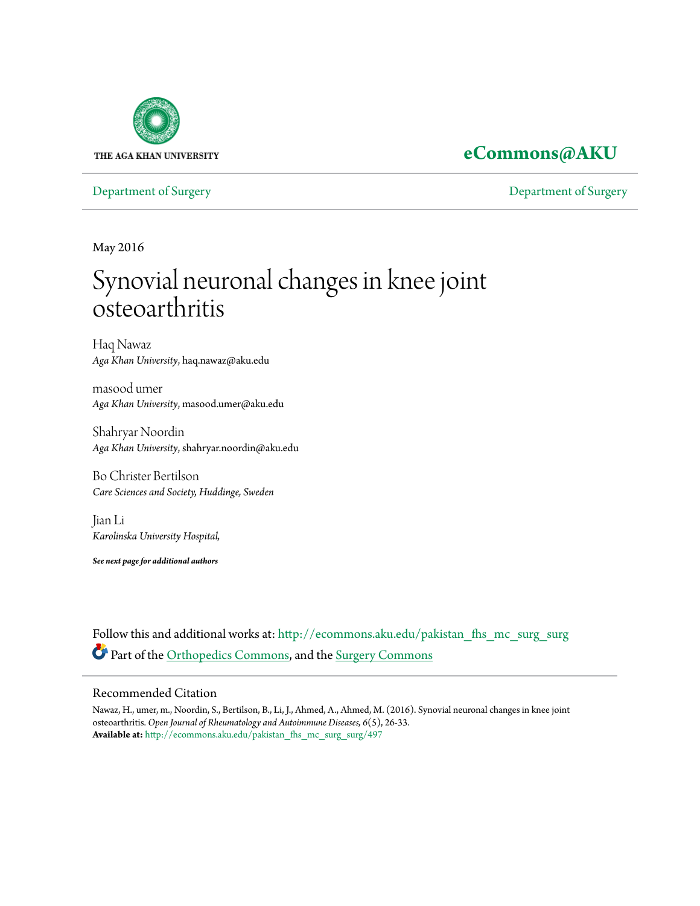THE AGA KHAN UNIVERSITY

**eCommons@AKU**

Department of Surgery — Department of Surgery

May 2016

# Synovial neuronal changes in knee joint osteoarthritis

Haq Nawaz
*Aga Khan University*, haq.nawaz@aku.edu

masood umer
*Aga Khan University*, masood.umer@aku.edu

Shahryar Noordin
*Aga Khan University*, shahryar.noordin@aku.edu

Bo Christer Bertilson
*Care Sciences and Society, Huddinge, Sweden*

Jian Li
*Karolinska University Hospital,*

***See next page for additional authors***

Follow this and additional works at: http://ecommons.aku.edu/pakistan_fhs_mc_surg_surg

Part of the Orthopedics Commons, and the Surgery Commons

## Recommended Citation

Nawaz, H., umer, m., Noordin, S., Bertilson, B., Li, J., Ahmed, A., Ahmed, M. (2016). Synovial neuronal changes in knee joint osteoarthritis. *Open Journal of Rheumatology and Autoimmune Diseases, 6*(5), 26-33.
**Available at:** http://ecommons.aku.edu/pakistan_fhs_mc_surg_surg/497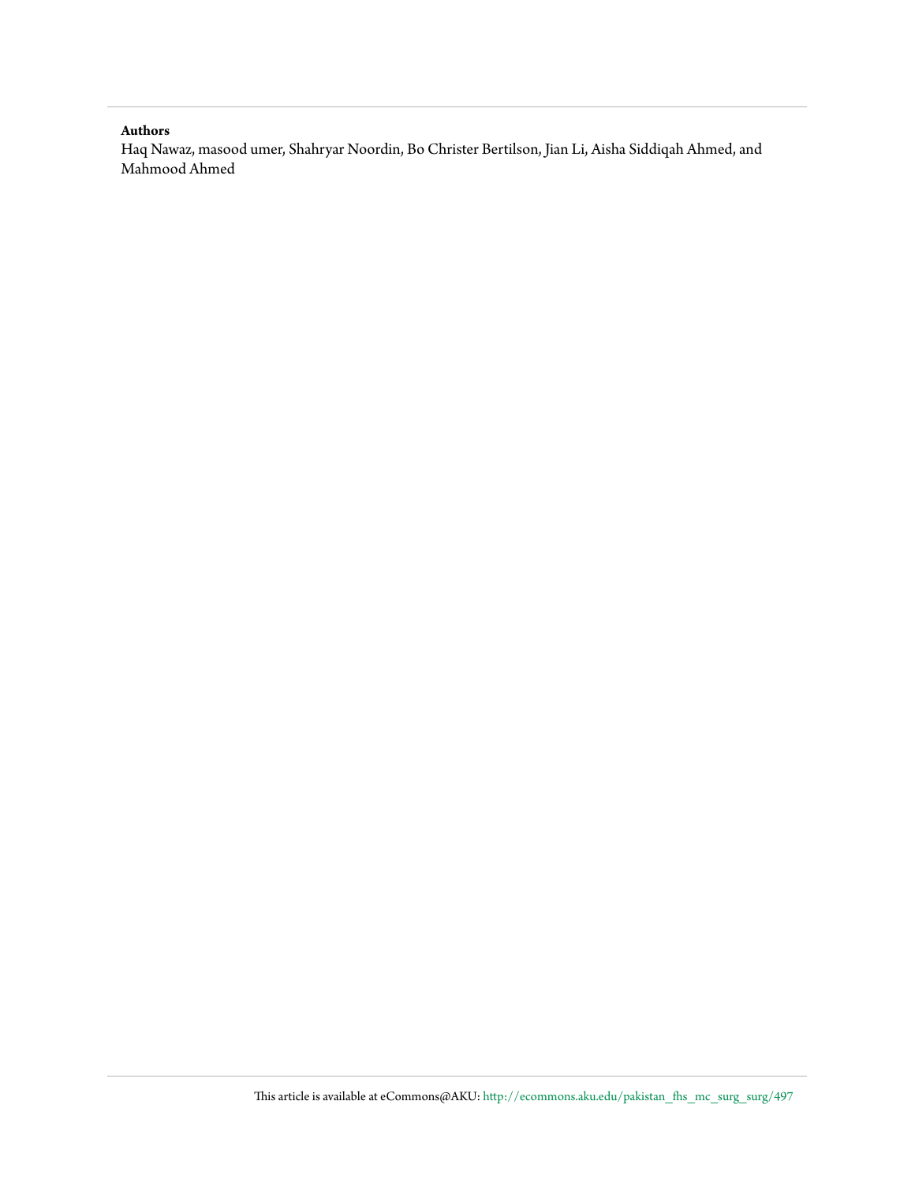**Authors**

Haq Nawaz, masood umer, Shahryar Noordin, Bo Christer Bertilson, Jian Li, Aisha Siddiqah Ahmed, and Mahmood Ahmed

This article is available at eCommons@AKU: http://ecommons.aku.edu/pakistan_fhs_mc_surg_surg/497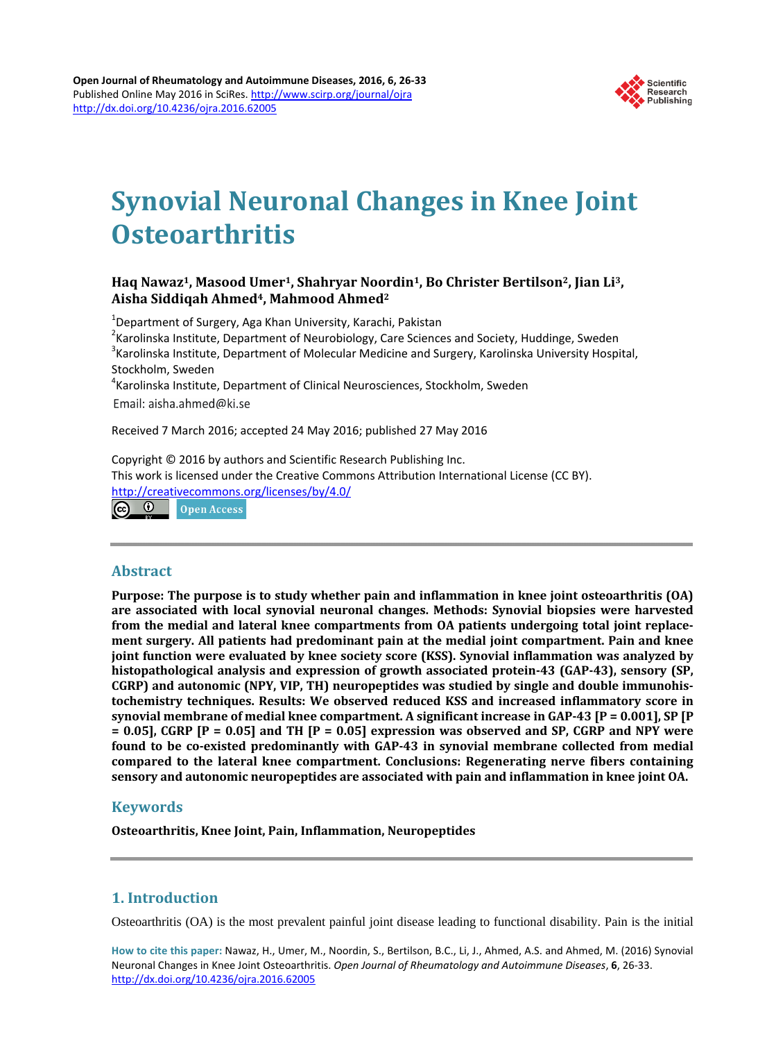# Synovial Neuronal Changes in Knee Joint Osteoarthritis

**Haq Nawaz[1], Masood Umer[1], Shahryar Noordin[1], Bo Christer Bertilson[2], Jian Li[3], Aisha Siddiqah Ahmed[4], Mahmood Ahmed[2]**

[1]Department of Surgery, Aga Khan University, Karachi, Pakistan
[2]Karolinska Institute, Department of Neurobiology, Care Sciences and Society, Huddinge, Sweden
[3]Karolinska Institute, Department of Molecular Medicine and Surgery, Karolinska University Hospital, Stockholm, Sweden
[4]Karolinska Institute, Department of Clinical Neurosciences, Stockholm, Sweden
Email: aisha.ahmed@ki.se

Received 7 March 2016; accepted 24 May 2016; published 27 May 2016

Copyright © 2016 by authors and Scientific Research Publishing Inc.
This work is licensed under the Creative Commons Attribution International License (CC BY).
http://creativecommons.org/licenses/by/4.0/

Open Access

## Abstract

**Purpose: The purpose is to study whether pain and inflammation in knee joint osteoarthritis (OA) are associated with local synovial neuronal changes. Methods: Synovial biopsies were harvested from the medial and lateral knee compartments from OA patients undergoing total joint replacement surgery. All patients had predominant pain at the medial joint compartment. Pain and knee joint function were evaluated by knee society score (KSS). Synovial inflammation was analyzed by histopathological analysis and expression of growth associated protein-43 (GAP-43), sensory (SP, CGRP) and autonomic (NPY, VIP, TH) neuropeptides was studied by single and double immunohistochemistry techniques. Results: We observed reduced KSS and increased inflammatory score in synovial membrane of medial knee compartment. A significant increase in GAP-43 [P = 0.001], SP [P = 0.05], CGRP [P = 0.05] and TH [P = 0.05] expression was observed and SP, CGRP and NPY were found to be co-existed predominantly with GAP-43 in synovial membrane collected from medial compared to the lateral knee compartment. Conclusions: Regenerating nerve fibers containing sensory and autonomic neuropeptides are associated with pain and inflammation in knee joint OA.**

## Keywords

**Osteoarthritis, Knee Joint, Pain, Inflammation, Neuropeptides**

## 1. Introduction

Osteoarthritis (OA) is the most prevalent painful joint disease leading to functional disability. Pain is the initial

**How to cite this paper:** Nawaz, H., Umer, M., Noordin, S., Bertilson, B.C., Li, J., Ahmed, A.S. and Ahmed, M. (2016) Synovial Neuronal Changes in Knee Joint Osteoarthritis. *Open Journal of Rheumatology and Autoimmune Diseases*, **6**, 26-33. http://dx.doi.org/10.4236/ojra.2016.62005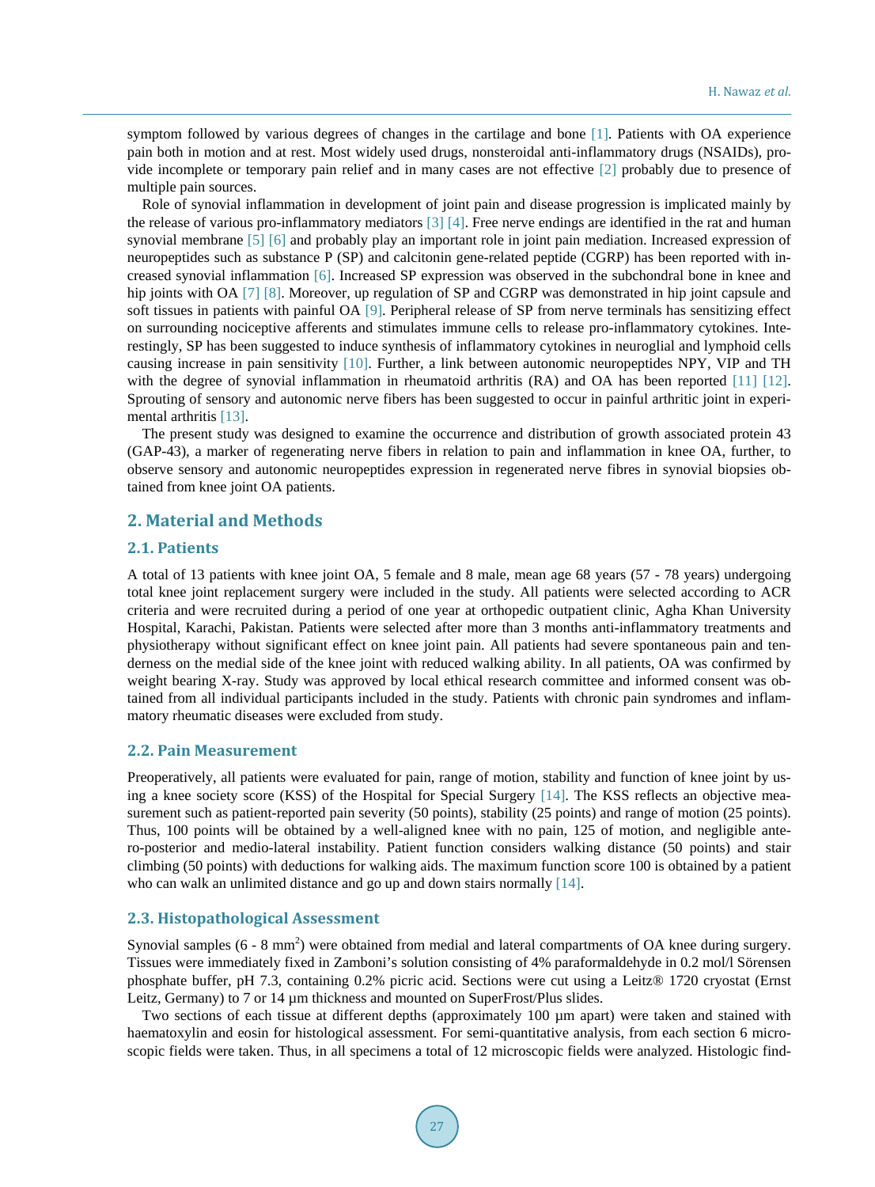symptom followed by various degrees of changes in the cartilage and bone [1]. Patients with OA experience pain both in motion and at rest. Most widely used drugs, nonsteroidal anti-inflammatory drugs (NSAIDs), provide incomplete or temporary pain relief and in many cases are not effective [2] probably due to presence of multiple pain sources.

Role of synovial inflammation in development of joint pain and disease progression is implicated mainly by the release of various pro-inflammatory mediators [3] [4]. Free nerve endings are identified in the rat and human synovial membrane [5] [6] and probably play an important role in joint pain mediation. Increased expression of neuropeptides such as substance P (SP) and calcitonin gene-related peptide (CGRP) has been reported with increased synovial inflammation [6]. Increased SP expression was observed in the subchondral bone in knee and hip joints with OA [7] [8]. Moreover, up regulation of SP and CGRP was demonstrated in hip joint capsule and soft tissues in patients with painful OA [9]. Peripheral release of SP from nerve terminals has sensitizing effect on surrounding nociceptive afferents and stimulates immune cells to release pro-inflammatory cytokines. Interestingly, SP has been suggested to induce synthesis of inflammatory cytokines in neuroglial and lymphoid cells causing increase in pain sensitivity [10]. Further, a link between autonomic neuropeptides NPY, VIP and TH with the degree of synovial inflammation in rheumatoid arthritis (RA) and OA has been reported [11] [12]. Sprouting of sensory and autonomic nerve fibers has been suggested to occur in painful arthritic joint in experimental arthritis [13].

The present study was designed to examine the occurrence and distribution of growth associated protein 43 (GAP-43), a marker of regenerating nerve fibers in relation to pain and inflammation in knee OA, further, to observe sensory and autonomic neuropeptides expression in regenerated nerve fibres in synovial biopsies obtained from knee joint OA patients.

## 2. Material and Methods

### 2.1. Patients

A total of 13 patients with knee joint OA, 5 female and 8 male, mean age 68 years (57 - 78 years) undergoing total knee joint replacement surgery were included in the study. All patients were selected according to ACR criteria and were recruited during a period of one year at orthopedic outpatient clinic, Agha Khan University Hospital, Karachi, Pakistan. Patients were selected after more than 3 months anti-inflammatory treatments and physiotherapy without significant effect on knee joint pain. All patients had severe spontaneous pain and tenderness on the medial side of the knee joint with reduced walking ability. In all patients, OA was confirmed by weight bearing X-ray. Study was approved by local ethical research committee and informed consent was obtained from all individual participants included in the study. Patients with chronic pain syndromes and inflammatory rheumatic diseases were excluded from study.

### 2.2. Pain Measurement

Preoperatively, all patients were evaluated for pain, range of motion, stability and function of knee joint by using a knee society score (KSS) of the Hospital for Special Surgery [14]. The KSS reflects an objective measurement such as patient-reported pain severity (50 points), stability (25 points) and range of motion (25 points). Thus, 100 points will be obtained by a well-aligned knee with no pain, 125 of motion, and negligible antero-posterior and medio-lateral instability. Patient function considers walking distance (50 points) and stair climbing (50 points) with deductions for walking aids. The maximum function score 100 is obtained by a patient who can walk an unlimited distance and go up and down stairs normally [14].

### 2.3. Histopathological Assessment

Synovial samples (6 - 8 mm$^2$) were obtained from medial and lateral compartments of OA knee during surgery. Tissues were immediately fixed in Zamboni's solution consisting of 4% paraformaldehyde in 0.2 mol/l Sörensen phosphate buffer, pH 7.3, containing 0.2% picric acid. Sections were cut using a Leitz® 1720 cryostat (Ernst Leitz, Germany) to 7 or 14 µm thickness and mounted on SuperFrost/Plus slides.

Two sections of each tissue at different depths (approximately 100 µm apart) were taken and stained with haematoxylin and eosin for histological assessment. For semi-quantitative analysis, from each section 6 microscopic fields were taken. Thus, in all specimens a total of 12 microscopic fields were analyzed. Histologic find-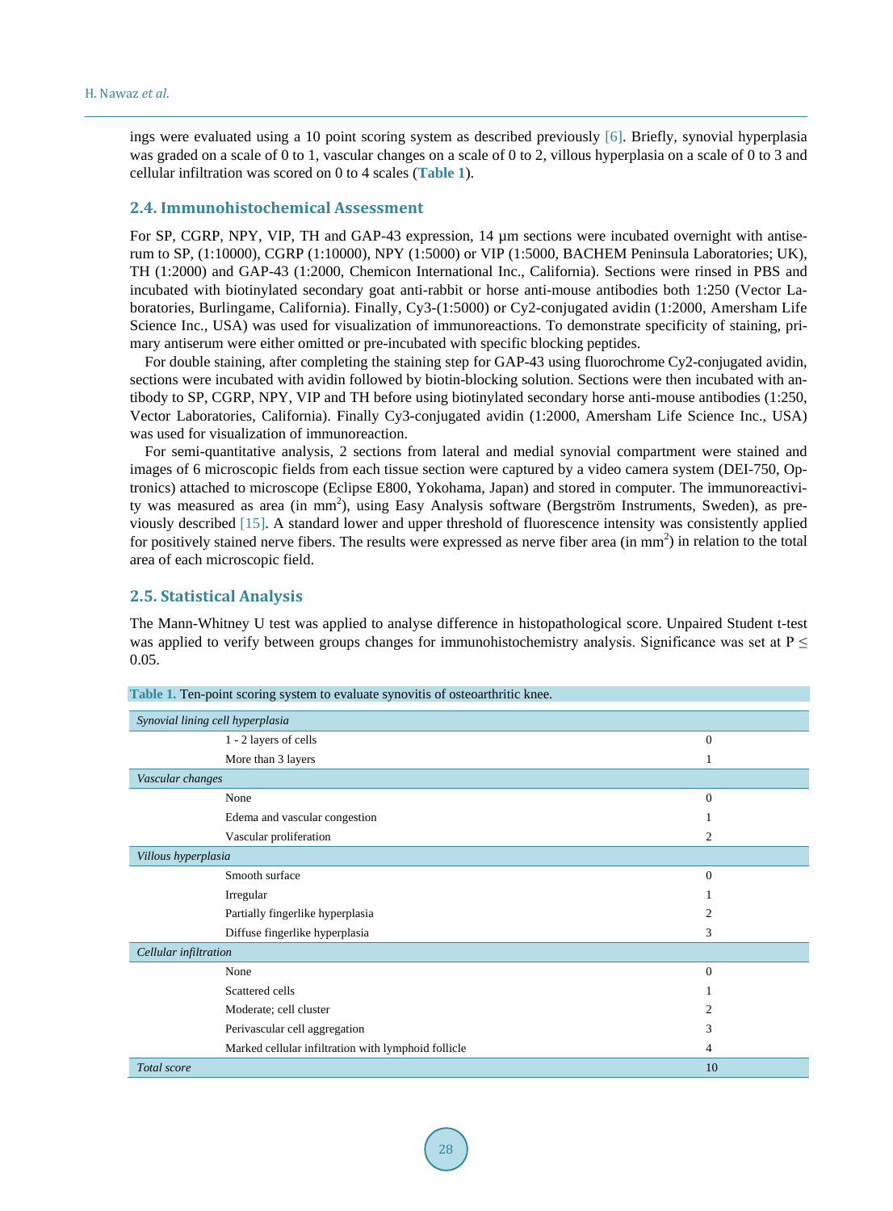ings were evaluated using a 10 point scoring system as described previously [6]. Briefly, synovial hyperplasia was graded on a scale of 0 to 1, vascular changes on a scale of 0 to 2, villous hyperplasia on a scale of 0 to 3 and cellular infiltration was scored on 0 to 4 scales (**Table 1**).

### 2.4. Immunohistochemical Assessment

For SP, CGRP, NPY, VIP, TH and GAP-43 expression, 14 µm sections were incubated overnight with antiserum to SP, (1:10000), CGRP (1:10000), NPY (1:5000) or VIP (1:5000, BACHEM Peninsula Laboratories; UK), TH (1:2000) and GAP-43 (1:2000, Chemicon International Inc., California). Sections were rinsed in PBS and incubated with biotinylated secondary goat anti-rabbit or horse anti-mouse antibodies both 1:250 (Vector Laboratories, Burlingame, California). Finally, Cy3-(1:5000) or Cy2-conjugated avidin (1:2000, Amersham Life Science Inc., USA) was used for visualization of immunoreactions. To demonstrate specificity of staining, primary antiserum were either omitted or pre-incubated with specific blocking peptides.

For double staining, after completing the staining step for GAP-43 using fluorochrome Cy2-conjugated avidin, sections were incubated with avidin followed by biotin-blocking solution. Sections were then incubated with antibody to SP, CGRP, NPY, VIP and TH before using biotinylated secondary horse anti-mouse antibodies (1:250, Vector Laboratories, California). Finally Cy3-conjugated avidin (1:2000, Amersham Life Science Inc., USA) was used for visualization of immunoreaction.

For semi-quantitative analysis, 2 sections from lateral and medial synovial compartment were stained and images of 6 microscopic fields from each tissue section were captured by a video camera system (DEI-750, Optronics) attached to microscope (Eclipse E800, Yokohama, Japan) and stored in computer. The immunoreactivity was measured as area (in mm$^2$), using Easy Analysis software (Bergström Instruments, Sweden), as previously described [15]. A standard lower and upper threshold of fluorescence intensity was consistently applied for positively stained nerve fibers. The results were expressed as nerve fiber area (in mm$^2$) in relation to the total area of each microscopic field.

### 2.5. Statistical Analysis

The Mann-Whitney U test was applied to analyse difference in histopathological score. Unpaired Student t-test was applied to verify between groups changes for immunohistochemistry analysis. Significance was set at $P \leq 0.05$.

**Table 1.** Ten-point scoring system to evaluate synovitis of osteoarthritic knee.

| | |
|---|---|
| *Synovial lining cell hyperplasia* | |
| 1 - 2 layers of cells | 0 |
| More than 3 layers | 1 |
| *Vascular changes* | |
| None | 0 |
| Edema and vascular congestion | 1 |
| Vascular proliferation | 2 |
| *Villous hyperplasia* | |
| Smooth surface | 0 |
| Irregular | 1 |
| Partially fingerlike hyperplasia | 2 |
| Diffuse fingerlike hyperplasia | 3 |
| *Cellular infiltration* | |
| None | 0 |
| Scattered cells | 1 |
| Moderate; cell cluster | 2 |
| Perivascular cell aggregation | 3 |
| Marked cellular infiltration with lymphoid follicle | 4 |
| *Total score* | 10 |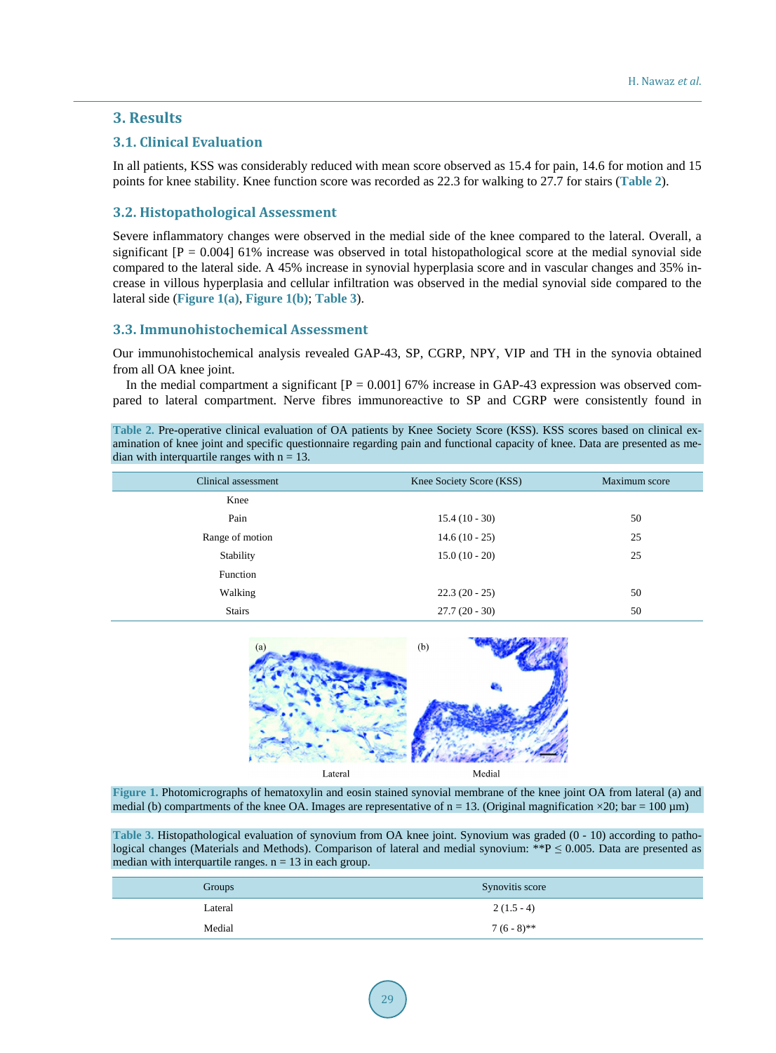## 3. Results

### 3.1. Clinical Evaluation

In all patients, KSS was considerably reduced with mean score observed as 15.4 for pain, 14.6 for motion and 15 points for knee stability. Knee function score was recorded as 22.3 for walking to 27.7 for stairs (Table 2).

### 3.2. Histopathological Assessment

Severe inflammatory changes were observed in the medial side of the knee compared to the lateral. Overall, a significant [P = 0.004] 61% increase was observed in total histopathological score at the medial synovial side compared to the lateral side. A 45% increase in synovial hyperplasia score and in vascular changes and 35% increase in villous hyperplasia and cellular infiltration was observed in the medial synovial side compared to the lateral side (Figure 1(a), Figure 1(b); Table 3).

### 3.3. Immunohistochemical Assessment

Our immunohistochemical analysis revealed GAP-43, SP, CGRP, NPY, VIP and TH in the synovia obtained from all OA knee joint.

In the medial compartment a significant [P = 0.001] 67% increase in GAP-43 expression was observed compared to lateral compartment. Nerve fibres immunoreactive to SP and CGRP were consistently found in

Table 2. Pre-operative clinical evaluation of OA patients by Knee Society Score (KSS). KSS scores based on clinical examination of knee joint and specific questionnaire regarding pain and functional capacity of knee. Data are presented as median with interquartile ranges with n = 13.

| Clinical assessment | Knee Society Score (KSS) | Maximum score |
|---|---|---|
| Knee | | |
| Pain | 15.4 (10 - 30) | 50 |
| Range of motion | 14.6 (10 - 25) | 25 |
| Stability | 15.0 (10 - 20) | 25 |
| Function | | |
| Walking | 22.3 (20 - 25) | 50 |
| Stairs | 27.7 (20 - 30) | 50 |

Figure 1. Photomicrographs of hematoxylin and eosin stained synovial membrane of the knee joint OA from lateral (a) and medial (b) compartments of the knee OA. Images are representative of n = 13. (Original magnification ×20; bar = 100 µm)

Table 3. Histopathological evaluation of synovium from OA knee joint. Synovium was graded (0 - 10) according to pathological changes (Materials and Methods). Comparison of lateral and medial synovium: $^{**}P \leq 0.005$. Data are presented as median with interquartile ranges. n = 13 in each group.

| Groups | Synovitis score |
|---|---|
| Lateral | 2 (1.5 - 4) |
| Medial | 7 (6 - 8)** |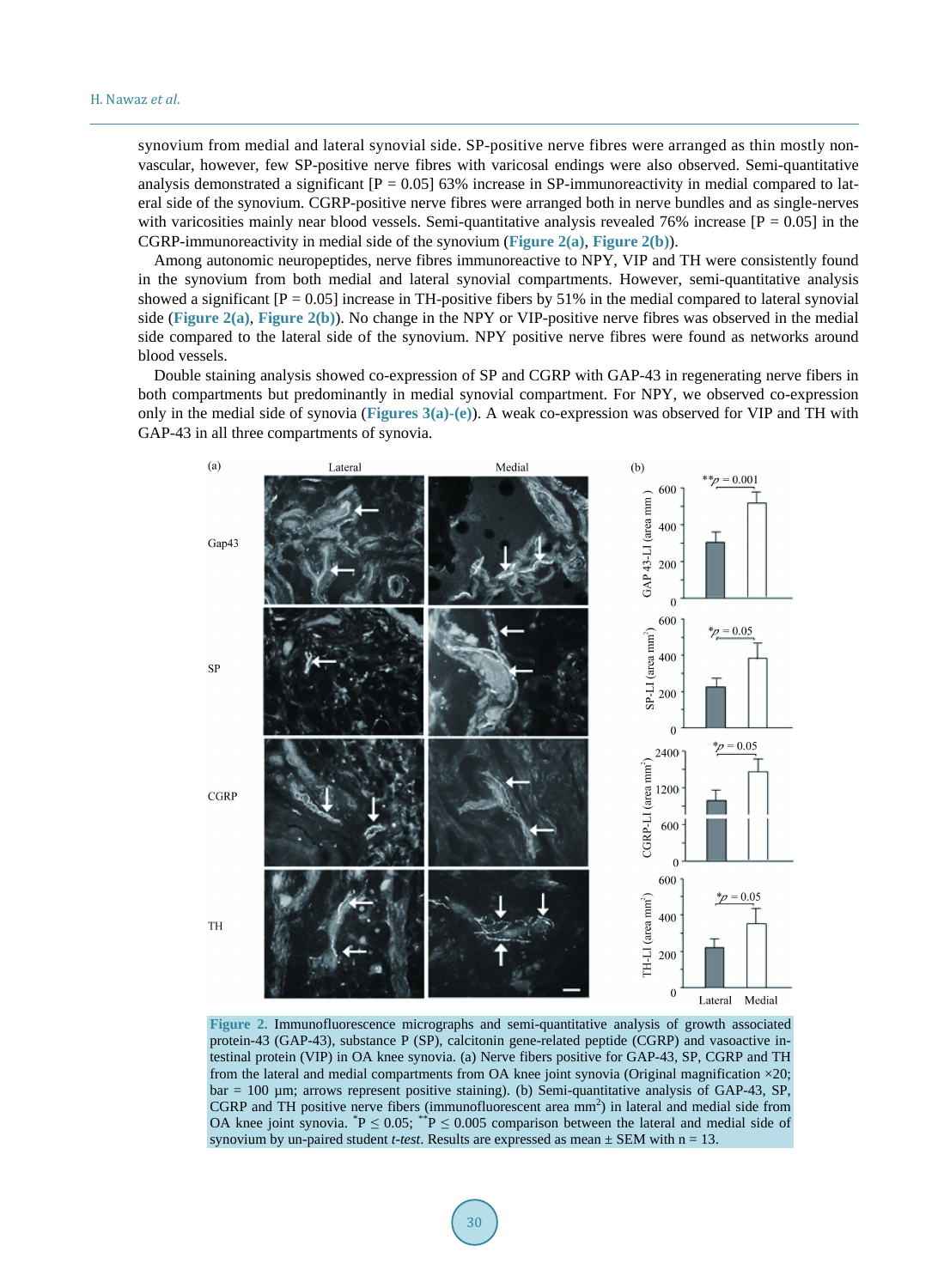synovium from medial and lateral synovial side. SP-positive nerve fibres were arranged as thin mostly non-vascular, however, few SP-positive nerve fibres with varicosal endings were also observed. Semi-quantitative analysis demonstrated a significant [P = 0.05] 63% increase in SP-immunoreactivity in medial compared to lateral side of the synovium. CGRP-positive nerve fibres were arranged both in nerve bundles and as single-nerves with varicosities mainly near blood vessels. Semi-quantitative analysis revealed 76% increase [P = 0.05] in the CGRP-immunoreactivity in medial side of the synovium (Figure 2(a), Figure 2(b)).

Among autonomic neuropeptides, nerve fibres immunoreactive to NPY, VIP and TH were consistently found in the synovium from both medial and lateral synovial compartments. However, semi-quantitative analysis showed a significant [P = 0.05] increase in TH-positive fibers by 51% in the medial compared to lateral synovial side (Figure 2(a), Figure 2(b)). No change in the NPY or VIP-positive nerve fibres was observed in the medial side compared to the lateral side of the synovium. NPY positive nerve fibres were found as networks around blood vessels.

Double staining analysis showed co-expression of SP and CGRP with GAP-43 in regenerating nerve fibers in both compartments but predominantly in medial synovial compartment. For NPY, we observed co-expression only in the medial side of synovia (Figures 3(a)-(e)). A weak co-expression was observed for VIP and TH with GAP-43 in all three compartments of synovia.

**Figure 2.** Immunofluorescence micrographs and semi-quantitative analysis of growth associated protein-43 (GAP-43), substance P (SP), calcitonin gene-related peptide (CGRP) and vasoactive intestinal protein (VIP) in OA knee synovia. (a) Nerve fibers positive for GAP-43, SP, CGRP and TH from the lateral and medial compartments from OA knee joint synovia (Original magnification ×20; bar = 100 µm; arrows represent positive staining). (b) Semi-quantitative analysis of GAP-43, SP, CGRP and TH positive nerve fibers (immunofluorescent area $mm^2$) in lateral and medial side from OA knee joint synovia. $^{*}P \le 0.05$; $^{**}P \le 0.005$ comparison between the lateral and medial side of synovium by un-paired student *t-test*. Results are expressed as mean ± SEM with n = 13.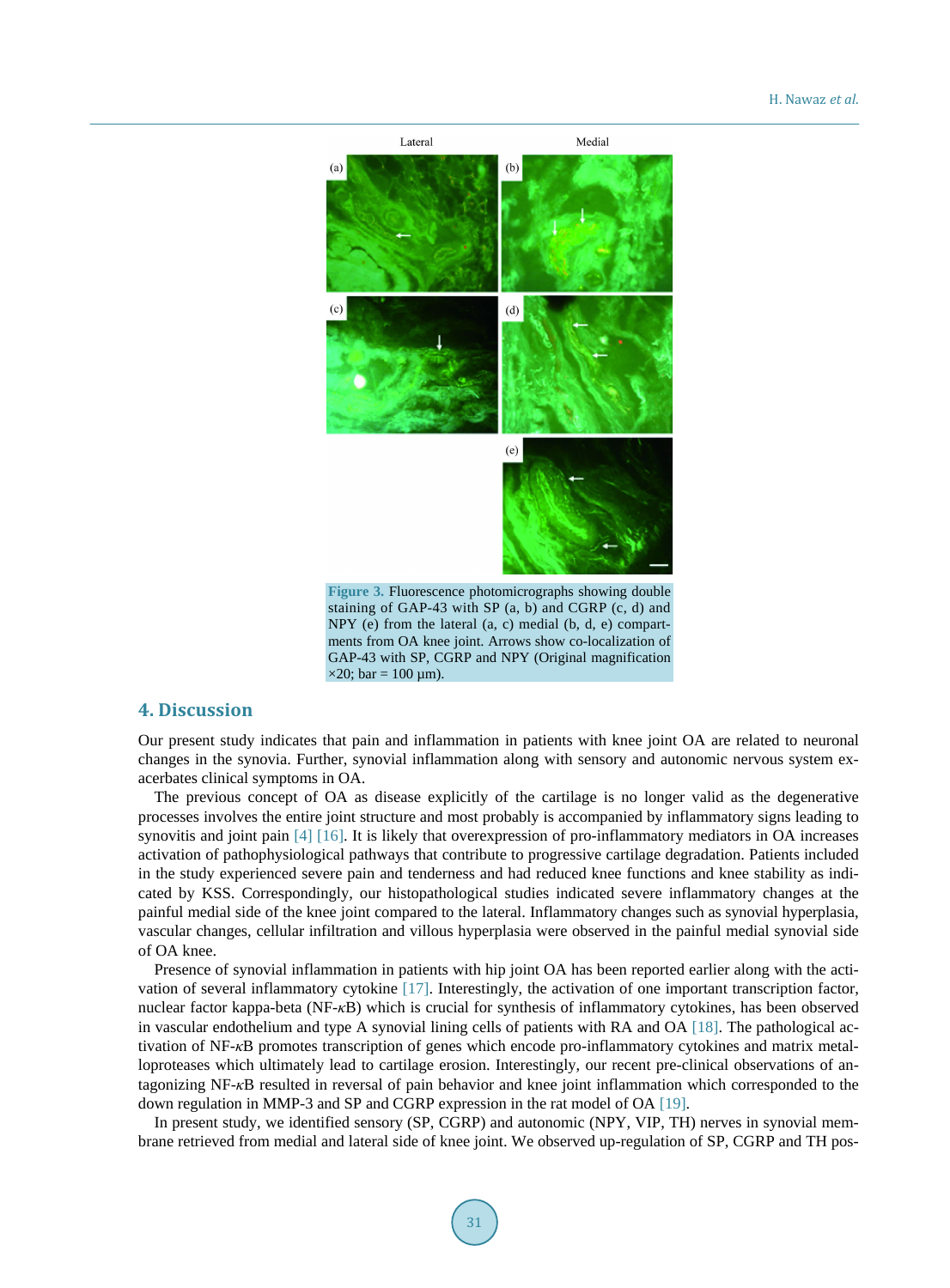Figure 3. Fluorescence photomicrographs showing double staining of GAP-43 with SP (a, b) and CGRP (c, d) and NPY (e) from the lateral (a, c) medial (b, d, e) compartments from OA knee joint. Arrows show co-localization of GAP-43 with SP, CGRP and NPY (Original magnification ×20; bar = 100 µm).

## 4. Discussion

Our present study indicates that pain and inflammation in patients with knee joint OA are related to neuronal changes in the synovia. Further, synovial inflammation along with sensory and autonomic nervous system exacerbates clinical symptoms in OA.

The previous concept of OA as disease explicitly of the cartilage is no longer valid as the degenerative processes involves the entire joint structure and most probably is accompanied by inflammatory signs leading to synovitis and joint pain [4] [16]. It is likely that overexpression of pro-inflammatory mediators in OA increases activation of pathophysiological pathways that contribute to progressive cartilage degradation. Patients included in the study experienced severe pain and tenderness and had reduced knee functions and knee stability as indicated by KSS. Correspondingly, our histopathological studies indicated severe inflammatory changes at the painful medial side of the knee joint compared to the lateral. Inflammatory changes such as synovial hyperplasia, vascular changes, cellular infiltration and villous hyperplasia were observed in the painful medial synovial side of OA knee.

Presence of synovial inflammation in patients with hip joint OA has been reported earlier along with the activation of several inflammatory cytokine [17]. Interestingly, the activation of one important transcription factor, nuclear factor kappa-beta (NF-κB) which is crucial for synthesis of inflammatory cytokines, has been observed in vascular endothelium and type A synovial lining cells of patients with RA and OA [18]. The pathological activation of NF-κB promotes transcription of genes which encode pro-inflammatory cytokines and matrix metalloproteases which ultimately lead to cartilage erosion. Interestingly, our recent pre-clinical observations of antagonizing NF-κB resulted in reversal of pain behavior and knee joint inflammation which corresponded to the down regulation in MMP-3 and SP and CGRP expression in the rat model of OA [19].

In present study, we identified sensory (SP, CGRP) and autonomic (NPY, VIP, TH) nerves in synovial membrane retrieved from medial and lateral side of knee joint. We observed up-regulation of SP, CGRP and TH pos-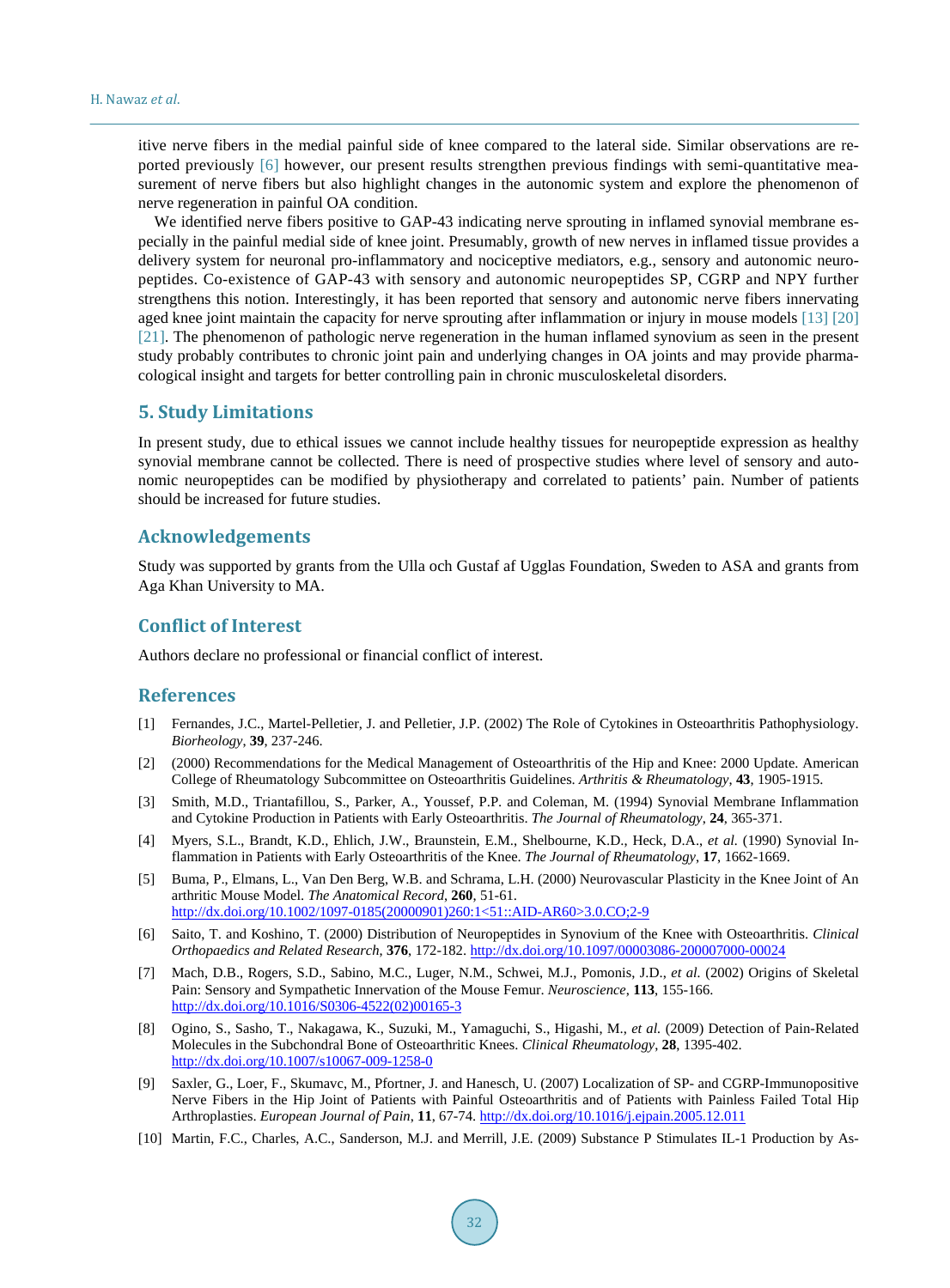itive nerve fibers in the medial painful side of knee compared to the lateral side. Similar observations are reported previously [6] however, our present results strengthen previous findings with semi-quantitative measurement of nerve fibers but also highlight changes in the autonomic system and explore the phenomenon of nerve regeneration in painful OA condition.

We identified nerve fibers positive to GAP-43 indicating nerve sprouting in inflamed synovial membrane especially in the painful medial side of knee joint. Presumably, growth of new nerves in inflamed tissue provides a delivery system for neuronal pro-inflammatory and nociceptive mediators, e.g., sensory and autonomic neuropeptides. Co-existence of GAP-43 with sensory and autonomic neuropeptides SP, CGRP and NPY further strengthens this notion. Interestingly, it has been reported that sensory and autonomic nerve fibers innervating aged knee joint maintain the capacity for nerve sprouting after inflammation or injury in mouse models [13] [20] [21]. The phenomenon of pathologic nerve regeneration in the human inflamed synovium as seen in the present study probably contributes to chronic joint pain and underlying changes in OA joints and may provide pharmacological insight and targets for better controlling pain in chronic musculoskeletal disorders.

## 5. Study Limitations

In present study, due to ethical issues we cannot include healthy tissues for neuropeptide expression as healthy synovial membrane cannot be collected. There is need of prospective studies where level of sensory and autonomic neuropeptides can be modified by physiotherapy and correlated to patients' pain. Number of patients should be increased for future studies.

## Acknowledgements

Study was supported by grants from the Ulla och Gustaf af Ugglas Foundation, Sweden to ASA and grants from Aga Khan University to MA.

## Conflict of Interest

Authors declare no professional or financial conflict of interest.

## References

[1] Fernandes, J.C., Martel-Pelletier, J. and Pelletier, J.P. (2002) The Role of Cytokines in Osteoarthritis Pathophysiology. *Biorheology*, **39**, 237-246.

[2] (2000) Recommendations for the Medical Management of Osteoarthritis of the Hip and Knee: 2000 Update. American College of Rheumatology Subcommittee on Osteoarthritis Guidelines. *Arthritis & Rheumatology*, **43**, 1905-1915.

[3] Smith, M.D., Triantafillou, S., Parker, A., Youssef, P.P. and Coleman, M. (1994) Synovial Membrane Inflammation and Cytokine Production in Patients with Early Osteoarthritis. *The Journal of Rheumatology*, **24**, 365-371.

[4] Myers, S.L., Brandt, K.D., Ehlich, J.W., Braunstein, E.M., Shelbourne, K.D., Heck, D.A., *et al.* (1990) Synovial Inflammation in Patients with Early Osteoarthritis of the Knee. *The Journal of Rheumatology*, **17**, 1662-1669.

[5] Buma, P., Elmans, L., Van Den Berg, W.B. and Schrama, L.H. (2000) Neurovascular Plasticity in the Knee Joint of An arthritic Mouse Model. *The Anatomical Record*, **260**, 51-61. http://dx.doi.org/10.1002/1097-0185(20000901)260:1<51::AID-AR60>3.0.CO;2-9

[6] Saito, T. and Koshino, T. (2000) Distribution of Neuropeptides in Synovium of the Knee with Osteoarthritis. *Clinical Orthopaedics and Related Research*, **376**, 172-182. http://dx.doi.org/10.1097/00003086-200007000-00024

[7] Mach, D.B., Rogers, S.D., Sabino, M.C., Luger, N.M., Schwei, M.J., Pomonis, J.D., *et al.* (2002) Origins of Skeletal Pain: Sensory and Sympathetic Innervation of the Mouse Femur. *Neuroscience*, **113**, 155-166. http://dx.doi.org/10.1016/S0306-4522(02)00165-3

[8] Ogino, S., Sasho, T., Nakagawa, K., Suzuki, M., Yamaguchi, S., Higashi, M., *et al.* (2009) Detection of Pain-Related Molecules in the Subchondral Bone of Osteoarthritic Knees. *Clinical Rheumatology*, **28**, 1395-402. http://dx.doi.org/10.1007/s10067-009-1258-0

[9] Saxler, G., Loer, F., Skumavc, M., Pfortner, J. and Hanesch, U. (2007) Localization of SP- and CGRP-Immunopositive Nerve Fibers in the Hip Joint of Patients with Painful Osteoarthritis and of Patients with Painless Failed Total Hip Arthroplasties. *European Journal of Pain*, **11**, 67-74. http://dx.doi.org/10.1016/j.ejpain.2005.12.011

[10] Martin, F.C., Charles, A.C., Sanderson, M.J. and Merrill, J.E. (2009) Substance P Stimulates IL-1 Production by As-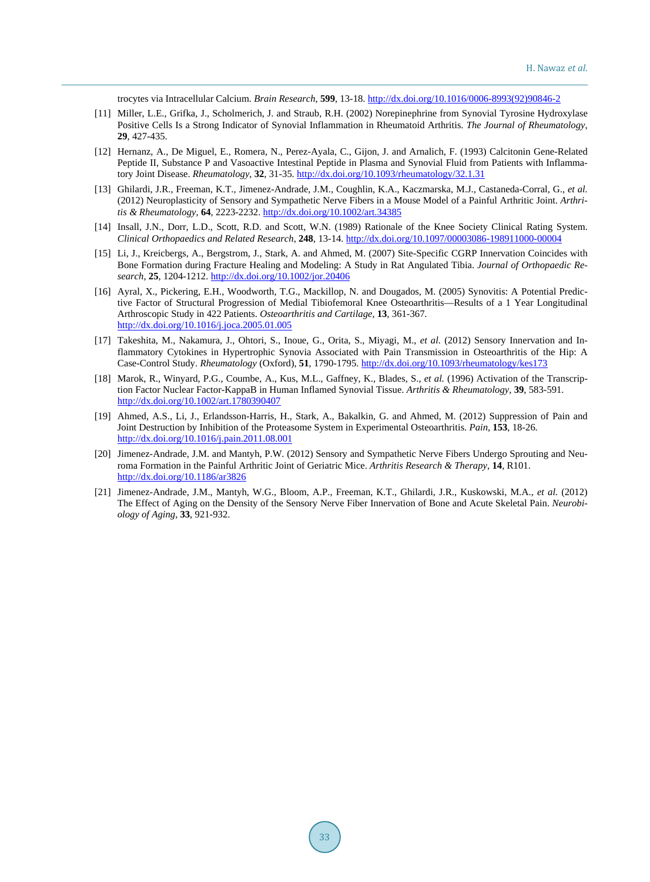trocytes via Intracellular Calcium. *Brain Research*, **599**, 13-18. http://dx.doi.org/10.1016/0006-8993(92)90846-2

[11] Miller, L.E., Grifka, J., Scholmerich, J. and Straub, R.H. (2002) Norepinephrine from Synovial Tyrosine Hydroxylase Positive Cells Is a Strong Indicator of Synovial Inflammation in Rheumatoid Arthritis. *The Journal of Rheumatology*, **29**, 427-435.

[12] Hernanz, A., De Miguel, E., Romera, N., Perez-Ayala, C., Gijon, J. and Arnalich, F. (1993) Calcitonin Gene-Related Peptide II, Substance P and Vasoactive Intestinal Peptide in Plasma and Synovial Fluid from Patients with Inflammatory Joint Disease. *Rheumatology*, **32**, 31-35. http://dx.doi.org/10.1093/rheumatology/32.1.31

[13] Ghilardi, J.R., Freeman, K.T., Jimenez-Andrade, J.M., Coughlin, K.A., Kaczmarska, M.J., Castaneda-Corral, G., *et al.* (2012) Neuroplasticity of Sensory and Sympathetic Nerve Fibers in a Mouse Model of a Painful Arthritic Joint. *Arthritis & Rheumatology*, **64**, 2223-2232. http://dx.doi.org/10.1002/art.34385

[14] Insall, J.N., Dorr, L.D., Scott, R.D. and Scott, W.N. (1989) Rationale of the Knee Society Clinical Rating System. *Clinical Orthopaedics and Related Research*, **248**, 13-14. http://dx.doi.org/10.1097/00003086-198911000-00004

[15] Li, J., Kreicbergs, A., Bergstrom, J., Stark, A. and Ahmed, M. (2007) Site-Specific CGRP Innervation Coincides with Bone Formation during Fracture Healing and Modeling: A Study in Rat Angulated Tibia. *Journal of Orthopaedic Research*, **25**, 1204-1212. http://dx.doi.org/10.1002/jor.20406

[16] Ayral, X., Pickering, E.H., Woodworth, T.G., Mackillop, N. and Dougados, M. (2005) Synovitis: A Potential Predictive Factor of Structural Progression of Medial Tibiofemoral Knee Osteoarthritis—Results of a 1 Year Longitudinal Arthroscopic Study in 422 Patients. *Osteoarthritis and Cartilage*, **13**, 361-367. http://dx.doi.org/10.1016/j.joca.2005.01.005

[17] Takeshita, M., Nakamura, J., Ohtori, S., Inoue, G., Orita, S., Miyagi, M., *et al.* (2012) Sensory Innervation and Inflammatory Cytokines in Hypertrophic Synovia Associated with Pain Transmission in Osteoarthritis of the Hip: A Case-Control Study. *Rheumatology* (Oxford), **51**, 1790-1795. http://dx.doi.org/10.1093/rheumatology/kes173

[18] Marok, R., Winyard, P.G., Coumbe, A., Kus, M.L., Gaffney, K., Blades, S., *et al.* (1996) Activation of the Transcription Factor Nuclear Factor-KappaB in Human Inflamed Synovial Tissue. *Arthritis & Rheumatology*, **39**, 583-591. http://dx.doi.org/10.1002/art.1780390407

[19] Ahmed, A.S., Li, J., Erlandsson-Harris, H., Stark, A., Bakalkin, G. and Ahmed, M. (2012) Suppression of Pain and Joint Destruction by Inhibition of the Proteasome System in Experimental Osteoarthritis. *Pain*, **153**, 18-26. http://dx.doi.org/10.1016/j.pain.2011.08.001

[20] Jimenez-Andrade, J.M. and Mantyh, P.W. (2012) Sensory and Sympathetic Nerve Fibers Undergo Sprouting and Neuroma Formation in the Painful Arthritic Joint of Geriatric Mice. *Arthritis Research & Therapy*, **14**, R101. http://dx.doi.org/10.1186/ar3826

[21] Jimenez-Andrade, J.M., Mantyh, W.G., Bloom, A.P., Freeman, K.T., Ghilardi, J.R., Kuskowski, M.A., *et al.* (2012) The Effect of Aging on the Density of the Sensory Nerve Fiber Innervation of Bone and Acute Skeletal Pain. *Neurobiology of Aging*, **33**, 921-932.